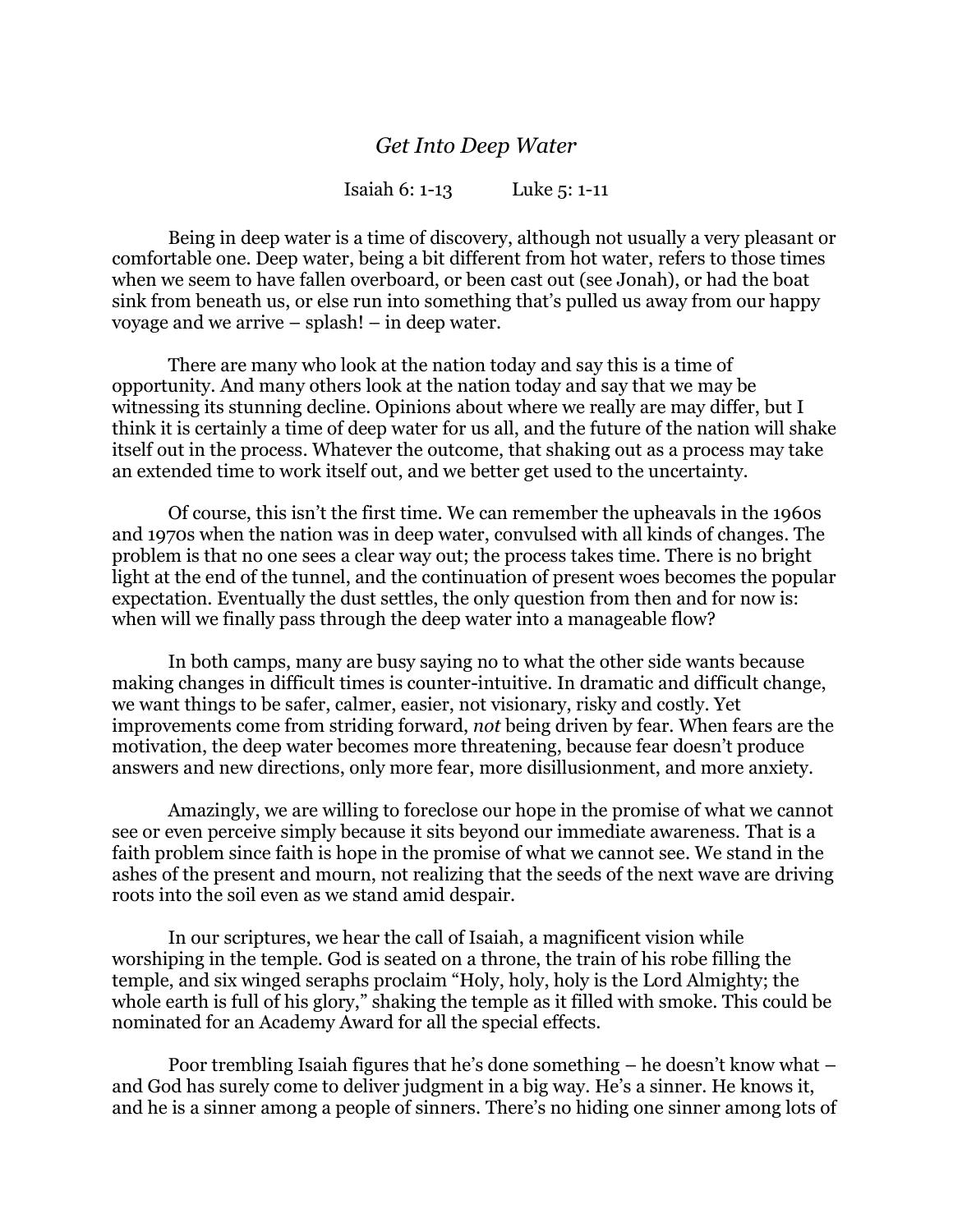# *Get Into Deep Water*

Isaiah 6: 1-13 Luke 5: 1-11

Being in deep water is a time of discovery, although not usually a very pleasant or comfortable one. Deep water, being a bit different from hot water, refers to those times when we seem to have fallen overboard, or been cast out (see Jonah), or had the boat sink from beneath us, or else run into something that's pulled us away from our happy voyage and we arrive – splash! – in deep water.

There are many who look at the nation today and say this is a time of opportunity. And many others look at the nation today and say that we may be witnessing its stunning decline. Opinions about where we really are may differ, but I think it is certainly a time of deep water for us all, and the future of the nation will shake itself out in the process. Whatever the outcome, that shaking out as a process may take an extended time to work itself out, and we better get used to the uncertainty.

Of course, this isn't the first time. We can remember the upheavals in the 1960s and 1970s when the nation was in deep water, convulsed with all kinds of changes. The problem is that no one sees a clear way out; the process takes time. There is no bright light at the end of the tunnel, and the continuation of present woes becomes the popular expectation. Eventually the dust settles, the only question from then and for now is: when will we finally pass through the deep water into a manageable flow?

In both camps, many are busy saying no to what the other side wants because making changes in difficult times is counter-intuitive. In dramatic and difficult change, we want things to be safer, calmer, easier, not visionary, risky and costly. Yet improvements come from striding forward, *not* being driven by fear. When fears are the motivation, the deep water becomes more threatening, because fear doesn't produce answers and new directions, only more fear, more disillusionment, and more anxiety.

Amazingly, we are willing to foreclose our hope in the promise of what we cannot see or even perceive simply because it sits beyond our immediate awareness. That is a faith problem since faith is hope in the promise of what we cannot see. We stand in the ashes of the present and mourn, not realizing that the seeds of the next wave are driving roots into the soil even as we stand amid despair.

In our scriptures, we hear the call of Isaiah, a magnificent vision while worshiping in the temple. God is seated on a throne, the train of his robe filling the temple, and six winged seraphs proclaim "Holy, holy, holy is the Lord Almighty; the whole earth is full of his glory," shaking the temple as it filled with smoke. This could be nominated for an Academy Award for all the special effects.

Poor trembling Isaiah figures that he's done something – he doesn't know what – and God has surely come to deliver judgment in a big way. He's a sinner. He knows it, and he is a sinner among a people of sinners. There's no hiding one sinner among lots of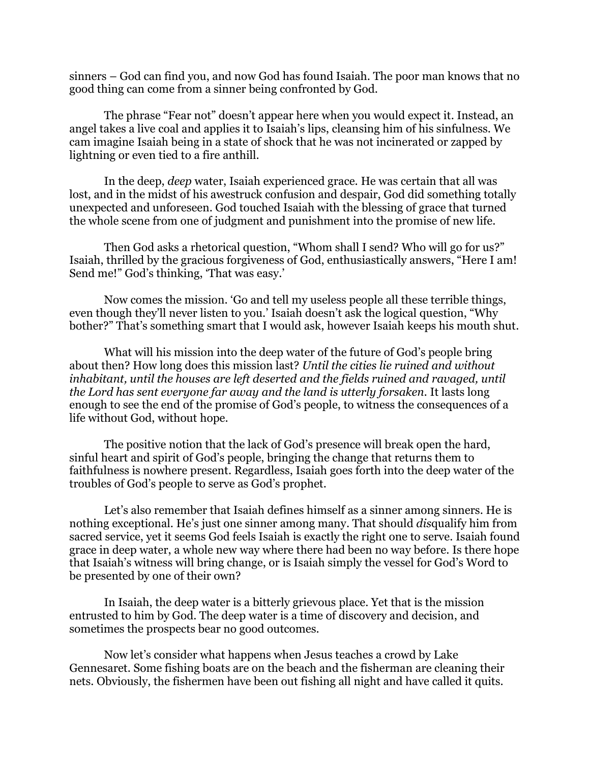sinners – God can find you, and now God has found Isaiah. The poor man knows that no good thing can come from a sinner being confronted by God.

The phrase "Fear not" doesn't appear here when you would expect it. Instead, an angel takes a live coal and applies it to Isaiah's lips, cleansing him of his sinfulness. We cam imagine Isaiah being in a state of shock that he was not incinerated or zapped by lightning or even tied to a fire anthill.

In the deep, *deep* water, Isaiah experienced grace. He was certain that all was lost, and in the midst of his awestruck confusion and despair, God did something totally unexpected and unforeseen. God touched Isaiah with the blessing of grace that turned the whole scene from one of judgment and punishment into the promise of new life.

Then God asks a rhetorical question, "Whom shall I send? Who will go for us?" Isaiah, thrilled by the gracious forgiveness of God, enthusiastically answers, "Here I am! Send me!" God's thinking, 'That was easy.'

Now comes the mission. 'Go and tell my useless people all these terrible things, even though they'll never listen to you.' Isaiah doesn't ask the logical question, "Why bother?" That's something smart that I would ask, however Isaiah keeps his mouth shut.

What will his mission into the deep water of the future of God's people bring about then? How long does this mission last? *Until the cities lie ruined and without inhabitant, until the houses are left deserted and the fields ruined and ravaged, until the Lord has sent everyone far away and the land is utterly forsaken*. It lasts long enough to see the end of the promise of God's people, to witness the consequences of a life without God, without hope.

The positive notion that the lack of God's presence will break open the hard, sinful heart and spirit of God's people, bringing the change that returns them to faithfulness is nowhere present. Regardless, Isaiah goes forth into the deep water of the troubles of God's people to serve as God's prophet.

Let's also remember that Isaiah defines himself as a sinner among sinners. He is nothing exceptional. He's just one sinner among many. That should *dis*qualify him from sacred service, yet it seems God feels Isaiah is exactly the right one to serve. Isaiah found grace in deep water, a whole new way where there had been no way before. Is there hope that Isaiah's witness will bring change, or is Isaiah simply the vessel for God's Word to be presented by one of their own?

In Isaiah, the deep water is a bitterly grievous place. Yet that is the mission entrusted to him by God. The deep water is a time of discovery and decision, and sometimes the prospects bear no good outcomes.

Now let's consider what happens when Jesus teaches a crowd by Lake Gennesaret. Some fishing boats are on the beach and the fisherman are cleaning their nets. Obviously, the fishermen have been out fishing all night and have called it quits.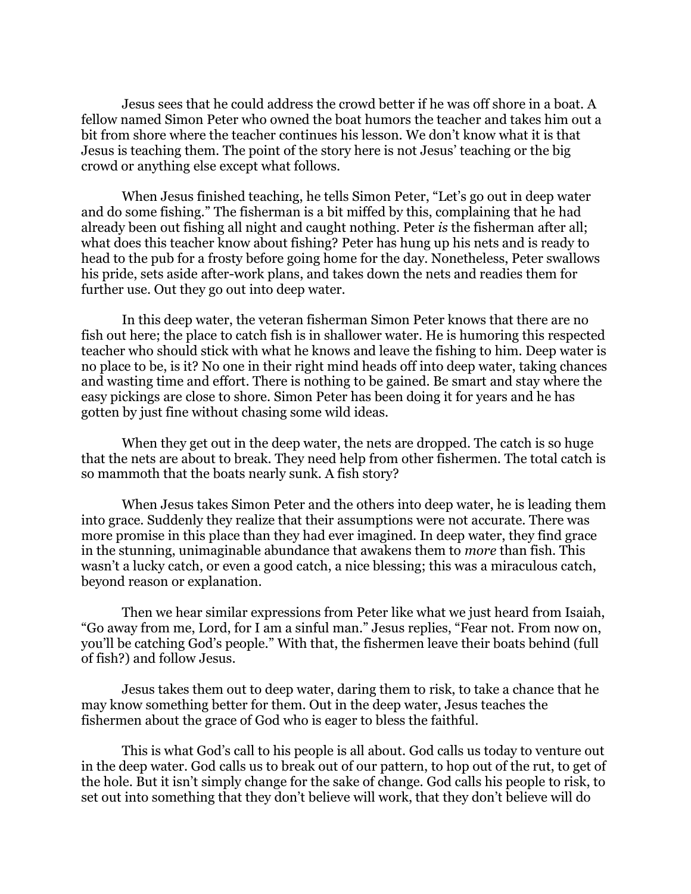Jesus sees that he could address the crowd better if he was off shore in a boat. A fellow named Simon Peter who owned the boat humors the teacher and takes him out a bit from shore where the teacher continues his lesson. We don't know what it is that Jesus is teaching them. The point of the story here is not Jesus' teaching or the big crowd or anything else except what follows.

When Jesus finished teaching, he tells Simon Peter, "Let's go out in deep water and do some fishing." The fisherman is a bit miffed by this, complaining that he had already been out fishing all night and caught nothing. Peter *is* the fisherman after all; what does this teacher know about fishing? Peter has hung up his nets and is ready to head to the pub for a frosty before going home for the day. Nonetheless, Peter swallows his pride, sets aside after-work plans, and takes down the nets and readies them for further use. Out they go out into deep water.

In this deep water, the veteran fisherman Simon Peter knows that there are no fish out here; the place to catch fish is in shallower water. He is humoring this respected teacher who should stick with what he knows and leave the fishing to him. Deep water is no place to be, is it? No one in their right mind heads off into deep water, taking chances and wasting time and effort. There is nothing to be gained. Be smart and stay where the easy pickings are close to shore. Simon Peter has been doing it for years and he has gotten by just fine without chasing some wild ideas.

When they get out in the deep water, the nets are dropped. The catch is so huge that the nets are about to break. They need help from other fishermen. The total catch is so mammoth that the boats nearly sunk. A fish story?

When Jesus takes Simon Peter and the others into deep water, he is leading them into grace. Suddenly they realize that their assumptions were not accurate. There was more promise in this place than they had ever imagined. In deep water, they find grace in the stunning, unimaginable abundance that awakens them to *more* than fish. This wasn't a lucky catch, or even a good catch, a nice blessing; this was a miraculous catch, beyond reason or explanation.

Then we hear similar expressions from Peter like what we just heard from Isaiah, "Go away from me, Lord, for I am a sinful man." Jesus replies, "Fear not. From now on, you'll be catching God's people." With that, the fishermen leave their boats behind (full of fish?) and follow Jesus.

Jesus takes them out to deep water, daring them to risk, to take a chance that he may know something better for them. Out in the deep water, Jesus teaches the fishermen about the grace of God who is eager to bless the faithful.

This is what God's call to his people is all about. God calls us today to venture out in the deep water. God calls us to break out of our pattern, to hop out of the rut, to get of the hole. But it isn't simply change for the sake of change. God calls his people to risk, to set out into something that they don't believe will work, that they don't believe will do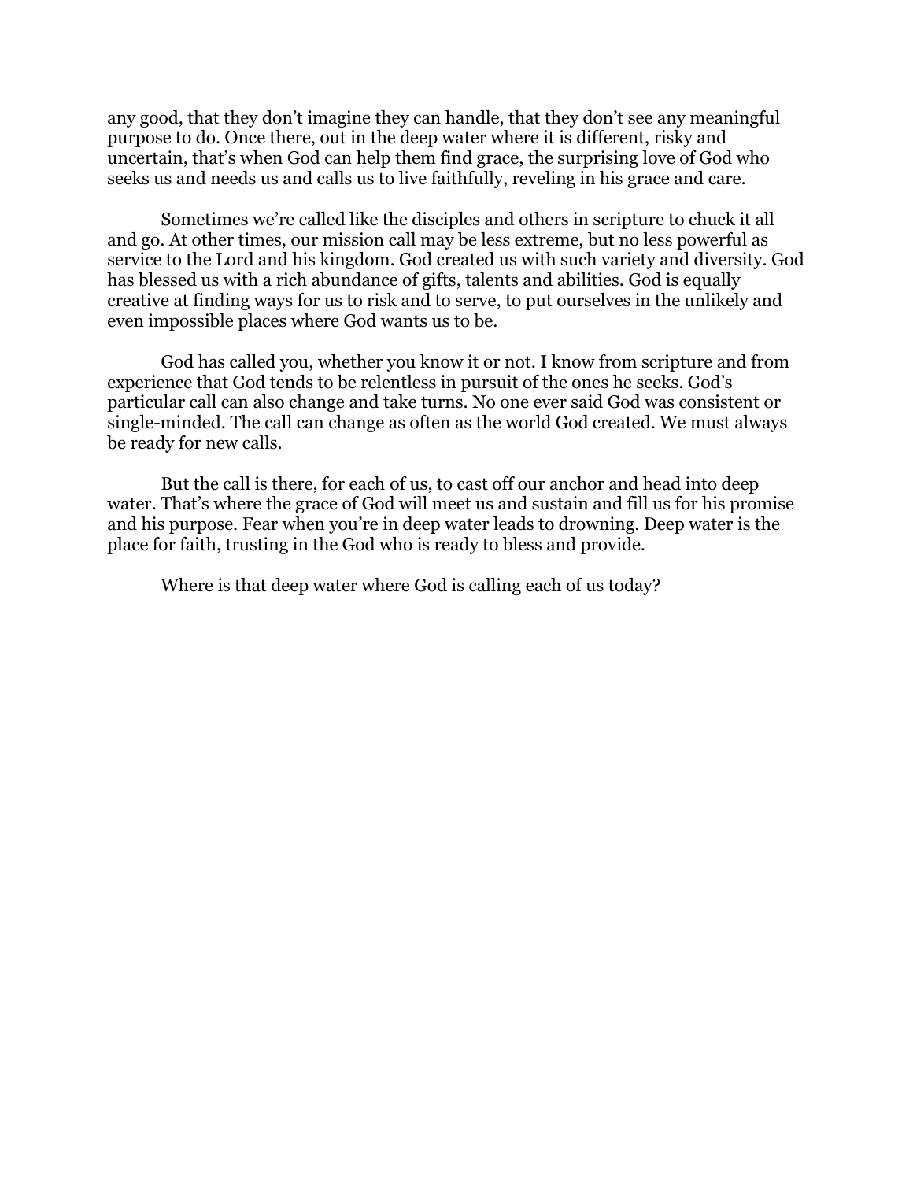any good, that they don't imagine they can handle, that they don't see any meaningful purpose to do. Once there, out in the deep water where it is different, risky and uncertain, that's when God can help them find grace, the surprising love of God who seeks us and needs us and calls us to live faithfully, reveling in his grace and care.

Sometimes we're called like the disciples and others in scripture to chuck it all and go. At other times, our mission call may be less extreme, but no less powerful as service to the Lord and his kingdom. God created us with such variety and diversity. God has blessed us with a rich abundance of gifts, talents and abilities. God is equally creative at finding ways for us to risk and to serve, to put ourselves in the unlikely and even impossible places where God wants us to be.

God has called you, whether you know it or not. I know from scripture and from experience that God tends to be relentless in pursuit of the ones he seeks. God's particular call can also change and take turns. No one ever said God was consistent or single-minded. The call can change as often as the world God created. We must always be ready for new calls.

But the call is there, for each of us, to cast off our anchor and head into deep water. That's where the grace of God will meet us and sustain and fill us for his promise and his purpose. Fear when you're in deep water leads to drowning. Deep water is the place for faith, trusting in the God who is ready to bless and provide.

Where is that deep water where God is calling each of us today?